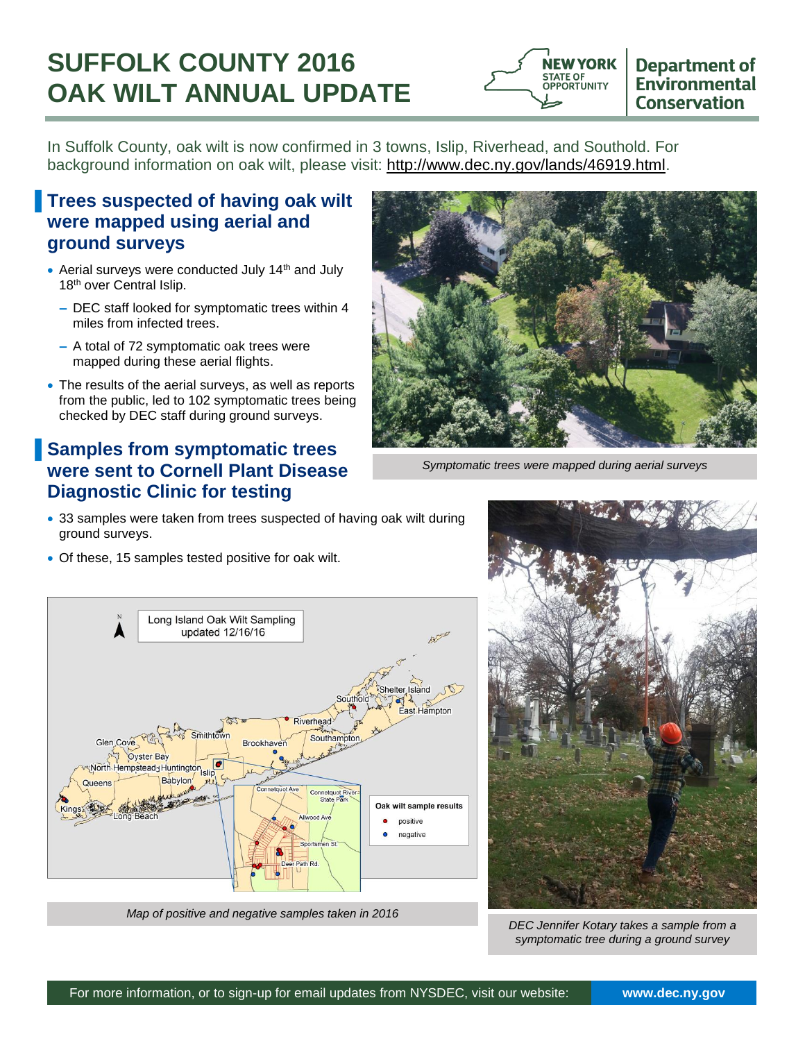# SUFFOLK COUNTY 2016 OAK WILT ANNUAL UPDATE

NEW YORK STATE OF OPPORTUNITY | Department of Environmental Conservation

In Suffolk County, oak wilt is now confirmed in 3 towns, Islip, Riverhead, and Southold. For background information on oak wilt, please visit: http://www.dec.ny.gov/lands/46919.html.

## Trees suspected of having oak wilt were mapped using aerial and ground surveys

- Aerial surveys were conducted July 14th and July 18th over Central Islip.
  - DEC staff looked for symptomatic trees within 4 miles from infected trees.
  - A total of 72 symptomatic oak trees were mapped during these aerial flights.
- The results of the aerial surveys, as well as reports from the public, led to 102 symptomatic trees being checked by DEC staff during ground surveys.

*Symptomatic trees were mapped during aerial surveys*

## Samples from symptomatic trees were sent to Cornell Plant Disease Diagnostic Clinic for testing

- 33 samples were taken from trees suspected of having oak wilt during ground surveys.
- Of these, 15 samples tested positive for oak wilt.

*Map of positive and negative samples taken in 2016*

*DEC Jennifer Kotary takes a sample from a symptomatic tree during a ground survey*

For more information, or to sign-up for email updates from NYSDEC, visit our website: www.dec.ny.gov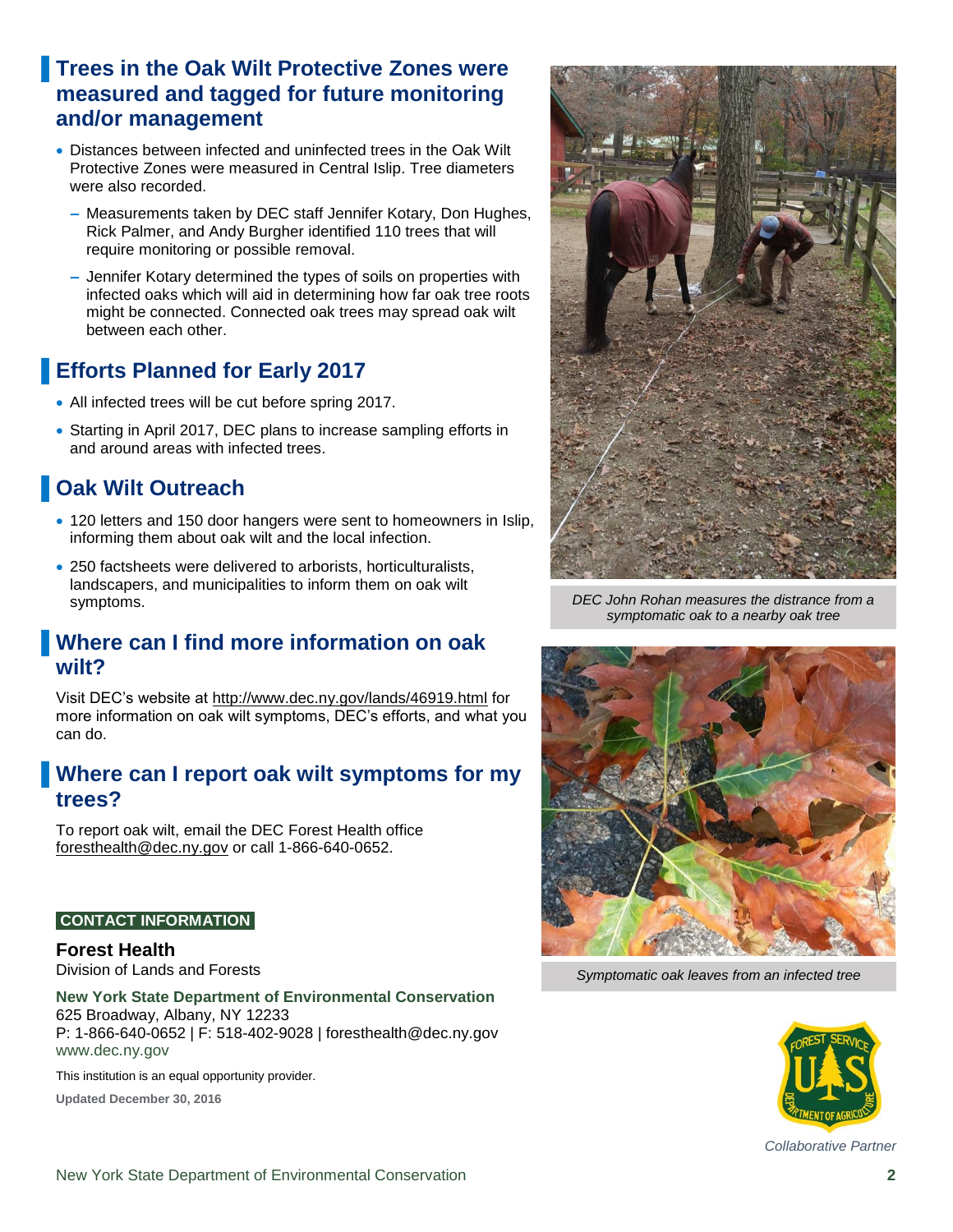## Trees in the Oak Wilt Protective Zones were measured and tagged for future monitoring and/or management

- Distances between infected and uninfected trees in the Oak Wilt Protective Zones were measured in Central Islip. Tree diameters were also recorded.
  - Measurements taken by DEC staff Jennifer Kotary, Don Hughes, Rick Palmer, and Andy Burgher identified 110 trees that will require monitoring or possible removal.
  - Jennifer Kotary determined the types of soils on properties with infected oaks which will aid in determining how far oak tree roots might be connected. Connected oak trees may spread oak wilt between each other.

## Efforts Planned for Early 2017

- All infected trees will be cut before spring 2017.
- Starting in April 2017, DEC plans to increase sampling efforts in and around areas with infected trees.

## Oak Wilt Outreach

- 120 letters and 150 door hangers were sent to homeowners in Islip, informing them about oak wilt and the local infection.
- 250 factsheets were delivered to arborists, horticulturalists, landscapers, and municipalities to inform them on oak wilt symptoms.

## Where can I find more information on oak wilt?

Visit DEC's website at http://www.dec.ny.gov/lands/46919.html for more information on oak wilt symptoms, DEC's efforts, and what you can do.

## Where can I report oak wilt symptoms for my trees?

To report oak wilt, email the DEC Forest Health office foresthealth@dec.ny.gov or call 1-866-640-0652.

*DEC John Rohan measures the distrance from a symptomatic oak to a nearby oak tree*

*Symptomatic oak leaves from an infected tree*

**CONTACT INFORMATION**

**Forest Health**
Division of Lands and Forests

**New York State Department of Environmental Conservation**
625 Broadway, Albany, NY 12233
P: 1-866-640-0652 | F: 518-402-9028 | foresthealth@dec.ny.gov
www.dec.ny.gov

This institution is an equal opportunity provider.

**Updated December 30, 2016**

*Collaborative Partner*